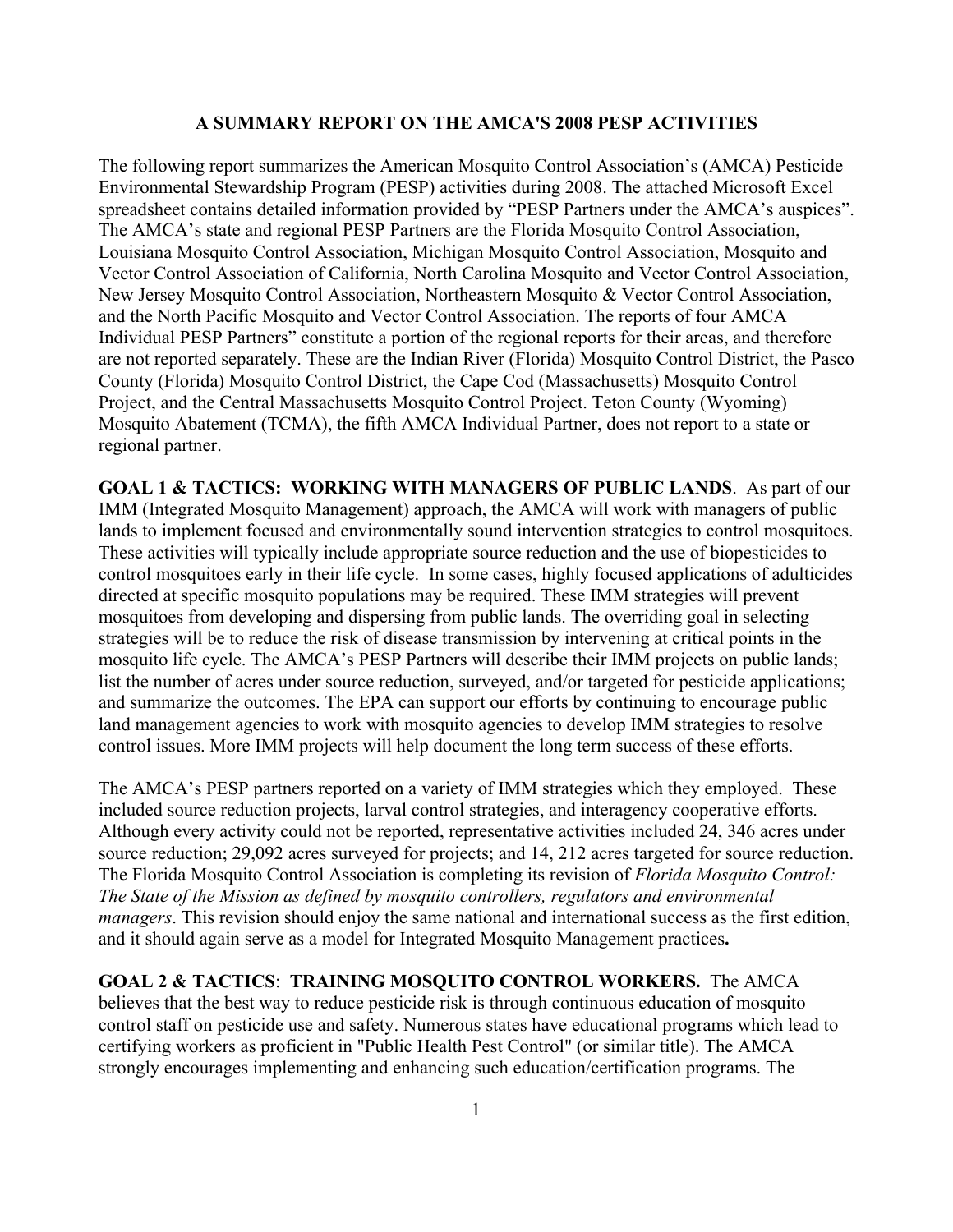# A SUMMARY REPORT ON THE AMCA'S 2008 PESP ACTIVITIES

The following report summarizes the American Mosquito Control Association's (AMCA) Pesticide Environmental Stewardship Program (PESP) activities during 2008. The attached Microsoft Excel spreadsheet contains detailed information provided by "PESP Partners under the AMCA's auspices". The AMCA's state and regional PESP Partners are the Florida Mosquito Control Association, Louisiana Mosquito Control Association, Michigan Mosquito Control Association, Mosquito and Vector Control Association of California, North Carolina Mosquito and Vector Control Association, New Jersey Mosquito Control Association, Northeastern Mosquito & Vector Control Association, and the North Pacific Mosquito and Vector Control Association. The reports of four AMCA Individual PESP Partners" constitute a portion of the regional reports for their areas, and therefore are not reported separately. These are the Indian River (Florida) Mosquito Control District, the Pasco County (Florida) Mosquito Control District, the Cape Cod (Massachusetts) Mosquito Control Project, and the Central Massachusetts Mosquito Control Project. Teton County (Wyoming) Mosquito Abatement (TCMA), the fifth AMCA Individual Partner, does not report to a state or regional partner.

**GOAL 1 & TACTICS: WORKING WITH MANAGERS OF PUBLIC LANDS**. As part of our IMM (Integrated Mosquito Management) approach, the AMCA will work with managers of public lands to implement focused and environmentally sound intervention strategies to control mosquitoes. These activities will typically include appropriate source reduction and the use of biopesticides to control mosquitoes early in their life cycle. In some cases, highly focused applications of adulticides directed at specific mosquito populations may be required. These IMM strategies will prevent mosquitoes from developing and dispersing from public lands. The overriding goal in selecting strategies will be to reduce the risk of disease transmission by intervening at critical points in the mosquito life cycle. The AMCA's PESP Partners will describe their IMM projects on public lands; list the number of acres under source reduction, surveyed, and/or targeted for pesticide applications; and summarize the outcomes. The EPA can support our efforts by continuing to encourage public land management agencies to work with mosquito agencies to develop IMM strategies to resolve control issues. More IMM projects will help document the long term success of these efforts.

The AMCA's PESP partners reported on a variety of IMM strategies which they employed. These included source reduction projects, larval control strategies, and interagency cooperative efforts. Although every activity could not be reported, representative activities included 24, 346 acres under source reduction; 29,092 acres surveyed for projects; and 14, 212 acres targeted for source reduction. The Florida Mosquito Control Association is completing its revision of *Florida Mosquito Control: The State of the Mission as defined by mosquito controllers, regulators and environmental managers*. This revision should enjoy the same national and international success as the first edition, and it should again serve as a model for Integrated Mosquito Management practices**.**

**GOAL 2 & TACTICS**: **TRAINING MOSQUITO CONTROL WORKERS.** The AMCA believes that the best way to reduce pesticide risk is through continuous education of mosquito control staff on pesticide use and safety. Numerous states have educational programs which lead to certifying workers as proficient in "Public Health Pest Control" (or similar title). The AMCA strongly encourages implementing and enhancing such education/certification programs. The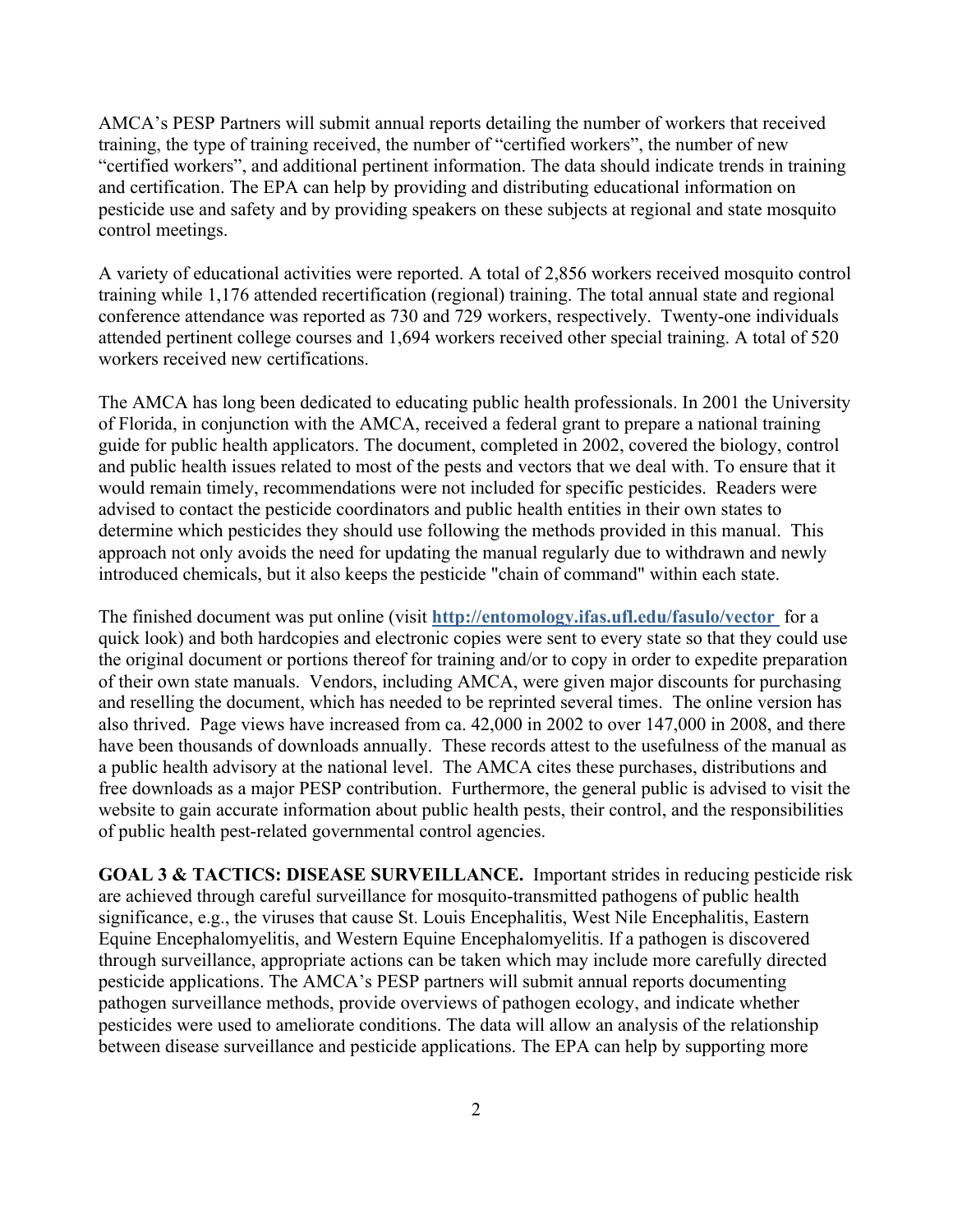AMCA's PESP Partners will submit annual reports detailing the number of workers that received training, the type of training received, the number of "certified workers", the number of new "certified workers", and additional pertinent information. The data should indicate trends in training and certification. The EPA can help by providing and distributing educational information on pesticide use and safety and by providing speakers on these subjects at regional and state mosquito control meetings.

A variety of educational activities were reported. A total of 2,856 workers received mosquito control training while 1,176 attended recertification (regional) training. The total annual state and regional conference attendance was reported as 730 and 729 workers, respectively. Twenty-one individuals attended pertinent college courses and 1,694 workers received other special training. A total of 520 workers received new certifications.

The AMCA has long been dedicated to educating public health professionals. In 2001 the University of Florida, in conjunction with the AMCA, received a federal grant to prepare a national training guide for public health applicators. The document, completed in 2002, covered the biology, control and public health issues related to most of the pests and vectors that we deal with. To ensure that it would remain timely, recommendations were not included for specific pesticides. Readers were advised to contact the pesticide coordinators and public health entities in their own states to determine which pesticides they should use following the methods provided in this manual. This approach not only avoids the need for updating the manual regularly due to withdrawn and newly introduced chemicals, but it also keeps the pesticide "chain of command" within each state.

The finished document was put online (visit **http://entomology.ifas.ufl.edu/fasulo/vector** for a quick look) and both hardcopies and electronic copies were sent to every state so that they could use the original document or portions thereof for training and/or to copy in order to expedite preparation of their own state manuals. Vendors, including AMCA, were given major discounts for purchasing and reselling the document, which has needed to be reprinted several times. The online version has also thrived. Page views have increased from ca. 42,000 in 2002 to over 147,000 in 2008, and there have been thousands of downloads annually. These records attest to the usefulness of the manual as a public health advisory at the national level. The AMCA cites these purchases, distributions and free downloads as a major PESP contribution. Furthermore, the general public is advised to visit the website to gain accurate information about public health pests, their control, and the responsibilities of public health pest-related governmental control agencies.

**GOAL 3 & TACTICS: DISEASE SURVEILLANCE.** Important strides in reducing pesticide risk are achieved through careful surveillance for mosquito-transmitted pathogens of public health significance, e.g., the viruses that cause St. Louis Encephalitis, West Nile Encephalitis, Eastern Equine Encephalomyelitis, and Western Equine Encephalomyelitis. If a pathogen is discovered through surveillance, appropriate actions can be taken which may include more carefully directed pesticide applications. The AMCA's PESP partners will submit annual reports documenting pathogen surveillance methods, provide overviews of pathogen ecology, and indicate whether pesticides were used to ameliorate conditions. The data will allow an analysis of the relationship between disease surveillance and pesticide applications. The EPA can help by supporting more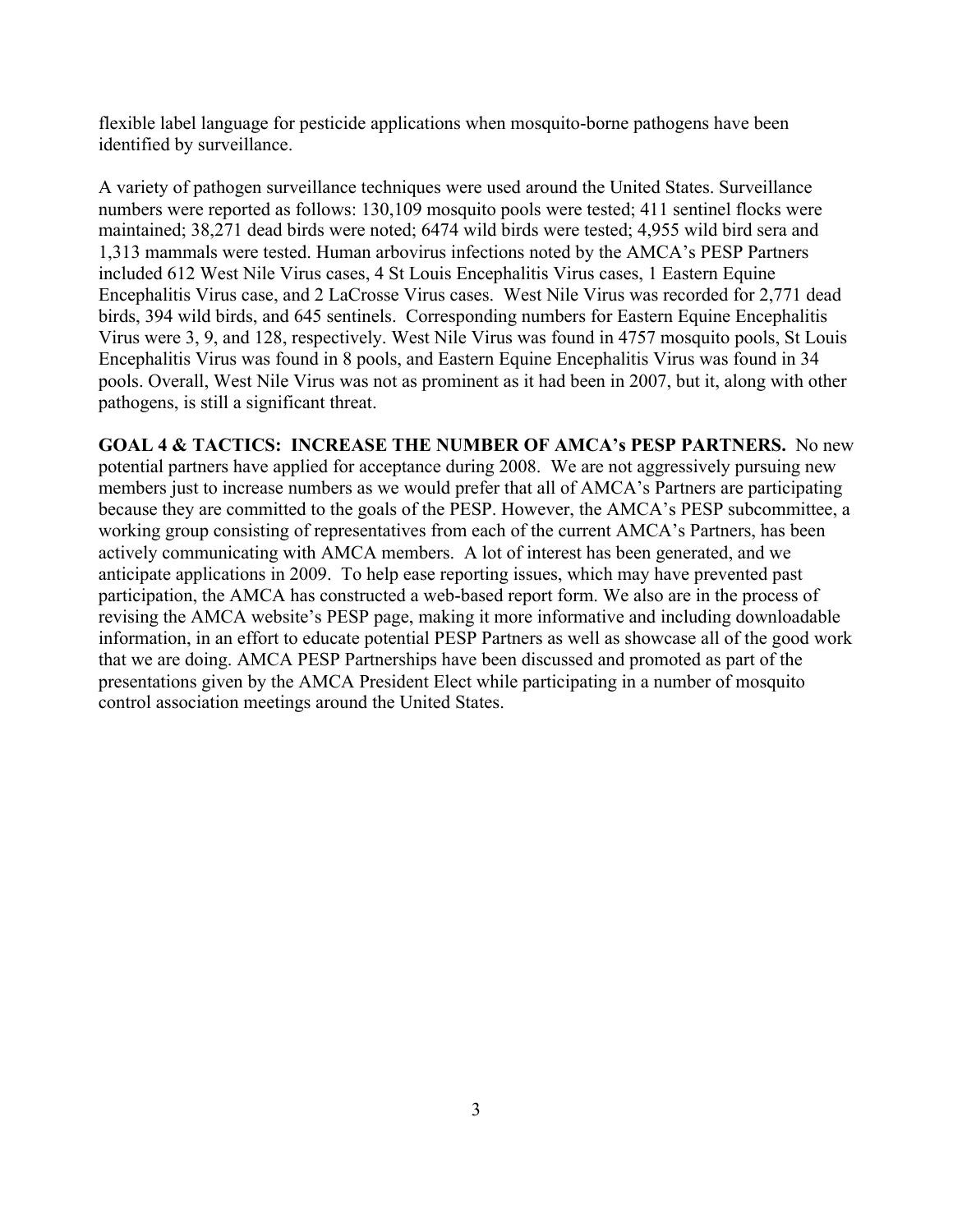flexible label language for pesticide applications when mosquito-borne pathogens have been identified by surveillance.

A variety of pathogen surveillance techniques were used around the United States. Surveillance numbers were reported as follows: 130,109 mosquito pools were tested; 411 sentinel flocks were maintained; 38,271 dead birds were noted; 6474 wild birds were tested; 4,955 wild bird sera and 1,313 mammals were tested. Human arbovirus infections noted by the AMCA's PESP Partners included 612 West Nile Virus cases, 4 St Louis Encephalitis Virus cases, 1 Eastern Equine Encephalitis Virus case, and 2 LaCrosse Virus cases. West Nile Virus was recorded for 2,771 dead birds, 394 wild birds, and 645 sentinels. Corresponding numbers for Eastern Equine Encephalitis Virus were 3, 9, and 128, respectively. West Nile Virus was found in 4757 mosquito pools, St Louis Encephalitis Virus was found in 8 pools, and Eastern Equine Encephalitis Virus was found in 34 pools. Overall, West Nile Virus was not as prominent as it had been in 2007, but it, along with other pathogens, is still a significant threat.

**GOAL 4 & TACTICS: INCREASE THE NUMBER OF AMCA's PESP PARTNERS.** No new potential partners have applied for acceptance during 2008. We are not aggressively pursuing new members just to increase numbers as we would prefer that all of AMCA's Partners are participating because they are committed to the goals of the PESP. However, the AMCA's PESP subcommittee, a working group consisting of representatives from each of the current AMCA's Partners, has been actively communicating with AMCA members. A lot of interest has been generated, and we anticipate applications in 2009. To help ease reporting issues, which may have prevented past participation, the AMCA has constructed a web-based report form. We also are in the process of revising the AMCA website's PESP page, making it more informative and including downloadable information, in an effort to educate potential PESP Partners as well as showcase all of the good work that we are doing. AMCA PESP Partnerships have been discussed and promoted as part of the presentations given by the AMCA President Elect while participating in a number of mosquito control association meetings around the United States.